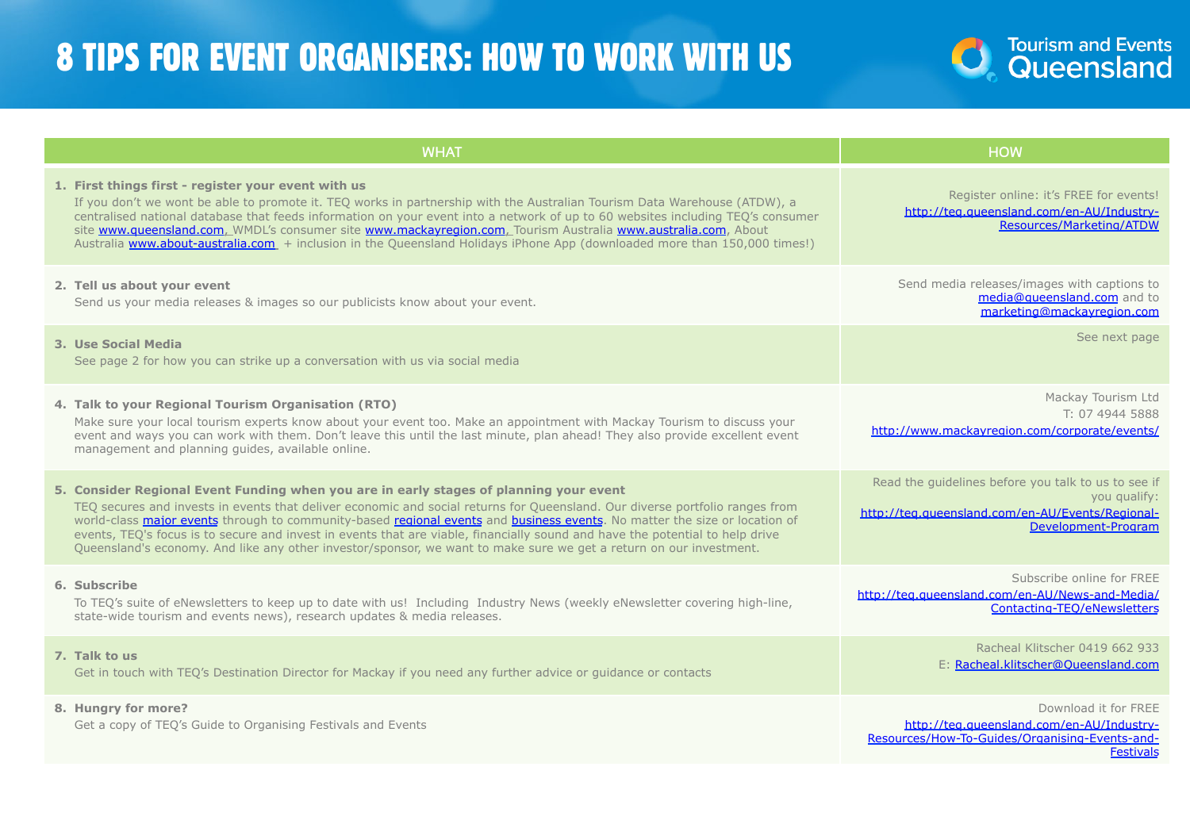# 8 TIPS FOR EVENT ORGANISERS: HOW TO WORK WITH US

Tourism and Events Queensland

| WHAT | HOW |
|---|---|
| **1. First things first - register your event with us**<br>If you don't we wont be able to promote it. TEQ works in partnership with the Australian Tourism Data Warehouse (ATDW), a centralised national database that feeds information on your event into a network of up to 60 websites including TEQ's consumer site www.queensland.com, WMDL's consumer site www.mackayregion.com, Tourism Australia www.australia.com, About Australia www.about-australia.com. + inclusion in the Queensland Holidays iPhone App (downloaded more than 150,000 times!) | Register online: it's FREE for events!<br>http://teq.queensland.com/en-AU/Industry-Resources/Marketing/ATDW |
| **2. Tell us about your event**<br>Send us your media releases & images so our publicists know about your event. | Send media releases/images with captions to media@queensland.com and to marketing@mackayregion.com |
| **3. Use Social Media**<br>See page 2 for how you can strike up a conversation with us via social media | See next page |
| **4. Talk to your Regional Tourism Organisation (RTO)**<br>Make sure your local tourism experts know about your event too. Make an appointment with Mackay Tourism to discuss your event and ways you can work with them. Don't leave this until the last minute, plan ahead! They also provide excellent event management and planning guides, available online. | Mackay Tourism Ltd<br>T: 07 4944 5888<br>http://www.mackayregion.com/corporate/events/ |
| **5. Consider Regional Event Funding when you are in early stages of planning your event**<br>TEQ secures and invests in events that deliver economic and social returns for Queensland. Our diverse portfolio ranges from world-class major events through to community-based regional events and business events. No matter the size or location of events, TEQ's focus is to secure and invest in events that are viable, financially sound and have the potential to help drive Queensland's economy. And like any other investor/sponsor, we want to make sure we get a return on our investment. | Read the guidelines before you talk to us to see if you qualify:<br>http://teq.queensland.com/en-AU/Events/Regional-Development-Program |
| **6. Subscribe**<br>To TEQ's suite of eNewsletters to keep up to date with us! Including Industry News (weekly eNewsletter covering high-line, state-wide tourism and events news), research updates & media releases. | Subscribe online for FREE<br>http://teq.queensland.com/en-AU/News-and-Media/Contacting-TEQ/eNewsletters |
| **7. Talk to us**<br>Get in touch with TEQ's Destination Director for Mackay if you need any further advice or guidance or contacts | Racheal Klitscher 0419 662 933<br>E: Racheal.klitscher@Queensland.com |
| **8. Hungry for more?**<br>Get a copy of TEQ's Guide to Organising Festivals and Events | Download it for FREE<br>http://teq.queensland.com/en-AU/Industry-Resources/How-To-Guides/Organising-Events-and-Festivals |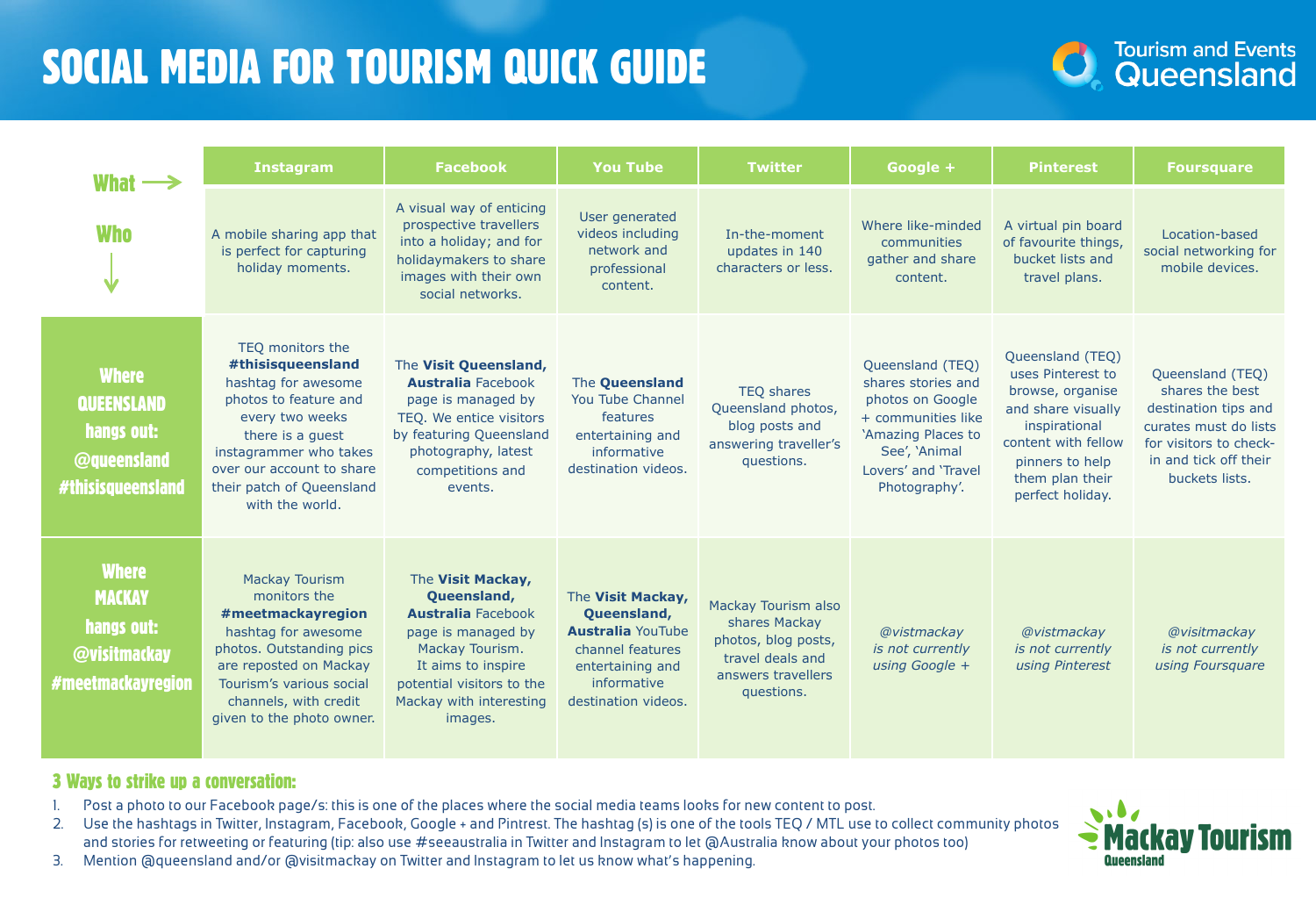# SOCIAL MEDIA FOR TOURISM QUICK GUIDE

Tourism and Events Queensland

| What → / Who ↓ | Instagram | Facebook | You Tube | Twitter | Google + | Pinterest | Foursquare |
|---|---|---|---|---|---|---|---|
| | A mobile sharing app that is perfect for capturing holiday moments. | A visual way of enticing prospective travellers into a holiday; and for holidaymakers to share images with their own social networks. | User generated videos including network and professional content. | In-the-moment updates in 140 characters or less. | Where like-minded communities gather and share content. | A virtual pin board of favourite things, bucket lists and travel plans. | Location-based social networking for mobile devices. |
| **Where QUEENSLAND hangs out: @queensland #thisisqueensland** | TEQ monitors the **#thisisqueensland** hashtag for awesome photos to feature and every two weeks there is a guest instagrammer who takes over our account to share their patch of Queensland with the world. | The **Visit Queensland, Australia** Facebook page is managed by TEQ. We entice visitors by featuring Queensland photography, latest competitions and events. | The **Queensland** You Tube Channel features entertaining and informative destination videos. | TEQ shares Queensland photos, blog posts and answering traveller's questions. | Queensland (TEQ) shares stories and photos on Google + communities like 'Amazing Places to See', 'Animal Lovers' and 'Travel Photography'. | Queensland (TEQ) uses Pinterest to browse, organise and share visually inspirational content with fellow pinners to help them plan their perfect holiday. | Queensland (TEQ) shares the best destination tips and curates must do lists for visitors to check-in and tick off their buckets lists. |
| **Where MACKAY hangs out: @visitmackay #meetmackayregion** | Mackay Tourism monitors the **#meetmackayregion** hashtag for awesome photos. Outstanding pics are reposted on Mackay Tourism's various social channels, with credit given to the photo owner. | The **Visit Mackay, Queensland, Australia** Facebook page is managed by Mackay Tourism. It aims to inspire potential visitors to the Mackay with interesting images. | The **Visit Mackay, Queensland, Australia** YouTube channel features entertaining and informative destination videos. | Mackay Tourism also shares Mackay photos, blog posts, travel deals and answers travellers questions. | *@vistmackay is not currently using Google +* | *@vistmackay is not currently using Pinterest* | *@visitmackay is not currently using Foursquare* |

## 3 Ways to strike up a conversation:

1. Post a photo to our Facebook page/s: this is one of the places where the social media teams looks for new content to post.
2. Use the hashtags in Twitter, Instagram, Facebook, Google + and Pintrest. The hashtag (s) is one of the tools TEQ / MTL use to collect community photos and stories for retweeting or featuring (tip: also use #seeaustralia in Twitter and Instagram to let @Australia know about your photos too)
3. Mention @queensland and/or @visitmackay on Twitter and Instagram to let us know what's happening.

Mackay Tourism Queensland